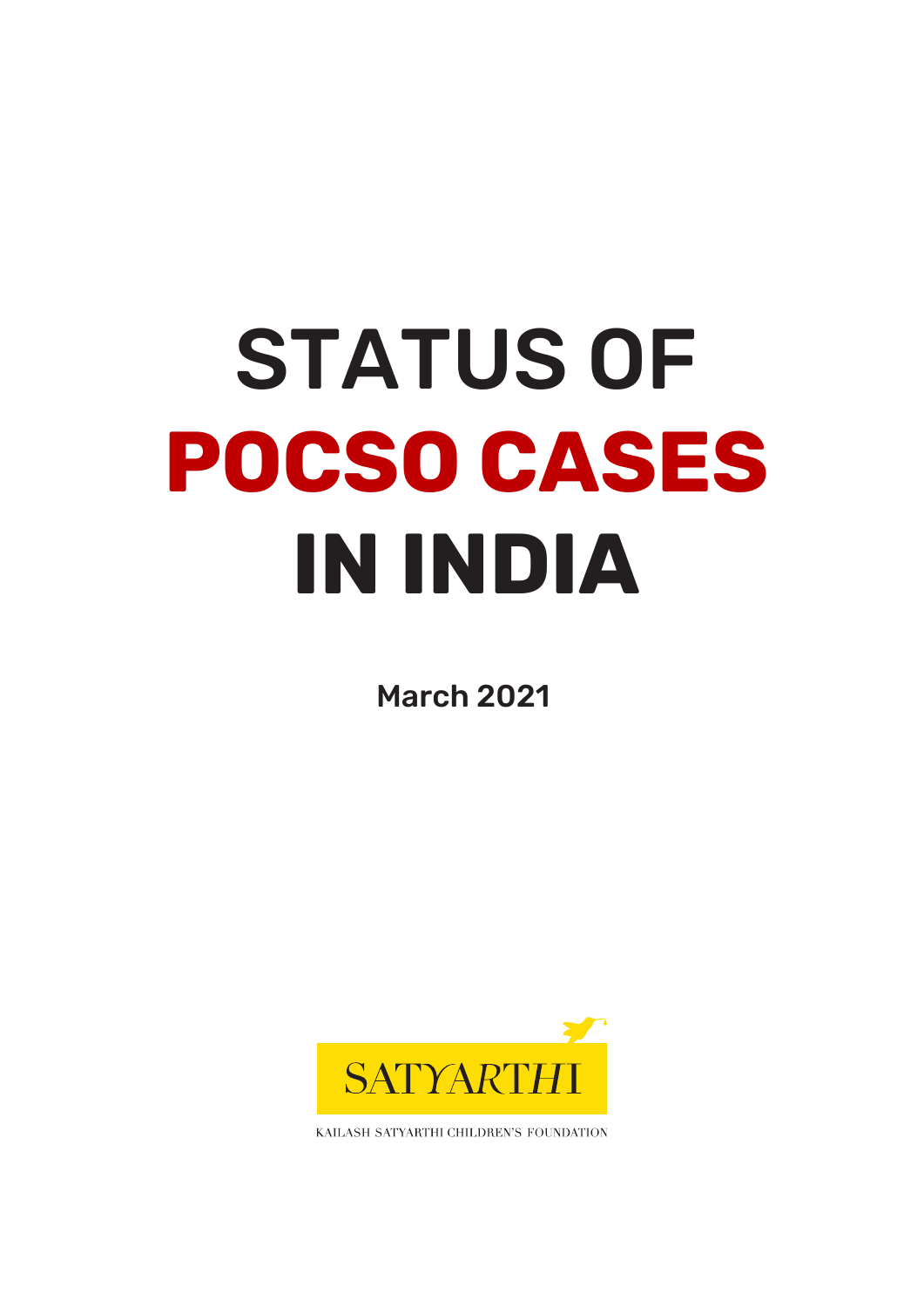# STATUS OF POCSO CASES IN INDIA

**March 2021**

SATYARTHI

KAILASH SATYARTHI CHILDREN'S FOUNDATION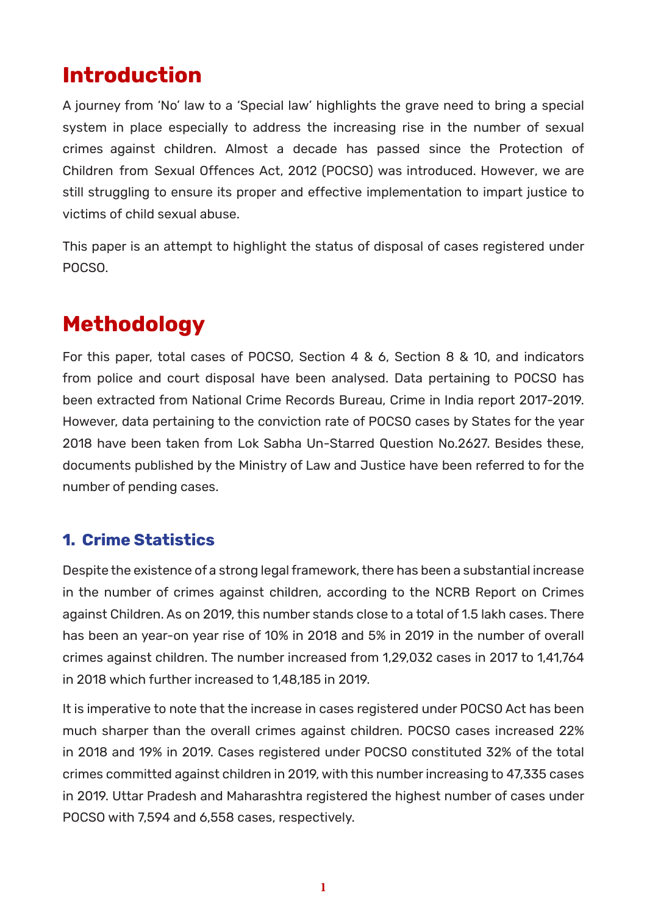# Introduction

A journey from 'No' law to a 'Special law' highlights the grave need to bring a special system in place especially to address the increasing rise in the number of sexual crimes against children. Almost a decade has passed since the Protection of Children from Sexual Offences Act, 2012 (POCSO) was introduced. However, we are still struggling to ensure its proper and effective implementation to impart justice to victims of child sexual abuse.

This paper is an attempt to highlight the status of disposal of cases registered under POCSO.

# Methodology

For this paper, total cases of POCSO, Section 4 & 6, Section 8 & 10, and indicators from police and court disposal have been analysed. Data pertaining to POCSO has been extracted from National Crime Records Bureau, Crime in India report 2017-2019. However, data pertaining to the conviction rate of POCSO cases by States for the year 2018 have been taken from Lok Sabha Un-Starred Question No.2627. Besides these, documents published by the Ministry of Law and Justice have been referred to for the number of pending cases.

## 1. Crime Statistics

Despite the existence of a strong legal framework, there has been a substantial increase in the number of crimes against children, according to the NCRB Report on Crimes against Children. As on 2019, this number stands close to a total of 1.5 lakh cases. There has been an year-on year rise of 10% in 2018 and 5% in 2019 in the number of overall crimes against children. The number increased from 1,29,032 cases in 2017 to 1,41,764 in 2018 which further increased to 1,48,185 in 2019.

It is imperative to note that the increase in cases registered under POCSO Act has been much sharper than the overall crimes against children. POCSO cases increased 22% in 2018 and 19% in 2019. Cases registered under POCSO constituted 32% of the total crimes committed against children in 2019, with this number increasing to 47,335 cases in 2019. Uttar Pradesh and Maharashtra registered the highest number of cases under POCSO with 7,594 and 6,558 cases, respectively.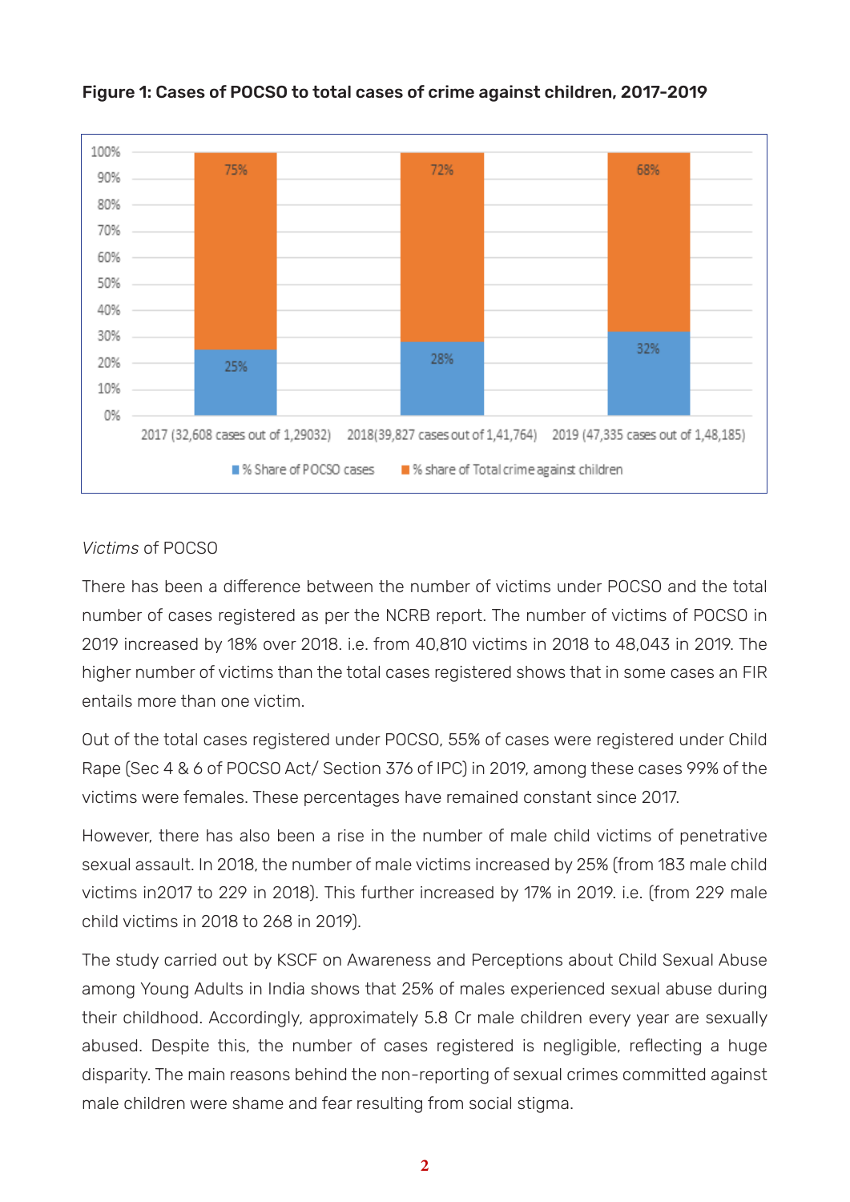**Figure 1: Cases of POCSO to total cases of crime against children, 2017-2019**

| | % Share of POCSO cases | % share of Total crime against children |
|---|---|---|
| 2017 (32,608 cases out of 1,29032) | 25% | 75% |
| 2018(39,827 cases out of 1,41,764) | 28% | 72% |
| 2019 (47,335 cases out of 1,48,185) | 32% | 68% |

*Victims* of POCSO

There has been a difference between the number of victims under POCSO and the total number of cases registered as per the NCRB report. The number of victims of POCSO in 2019 increased by 18% over 2018. i.e. from 40,810 victims in 2018 to 48,043 in 2019. The higher number of victims than the total cases registered shows that in some cases an FIR entails more than one victim.

Out of the total cases registered under POCSO, 55% of cases were registered under Child Rape (Sec 4 & 6 of POCSO Act/ Section 376 of IPC) in 2019, among these cases 99% of the victims were females. These percentages have remained constant since 2017.

However, there has also been a rise in the number of male child victims of penetrative sexual assault. In 2018, the number of male victims increased by 25% (from 183 male child victims in2017 to 229 in 2018). This further increased by 17% in 2019. i.e. (from 229 male child victims in 2018 to 268 in 2019).

The study carried out by KSCF on Awareness and Perceptions about Child Sexual Abuse among Young Adults in India shows that 25% of males experienced sexual abuse during their childhood. Accordingly, approximately 5.8 Cr male children every year are sexually abused. Despite this, the number of cases registered is negligible, reflecting a huge disparity. The main reasons behind the non-reporting of sexual crimes committed against male children were shame and fear resulting from social stigma.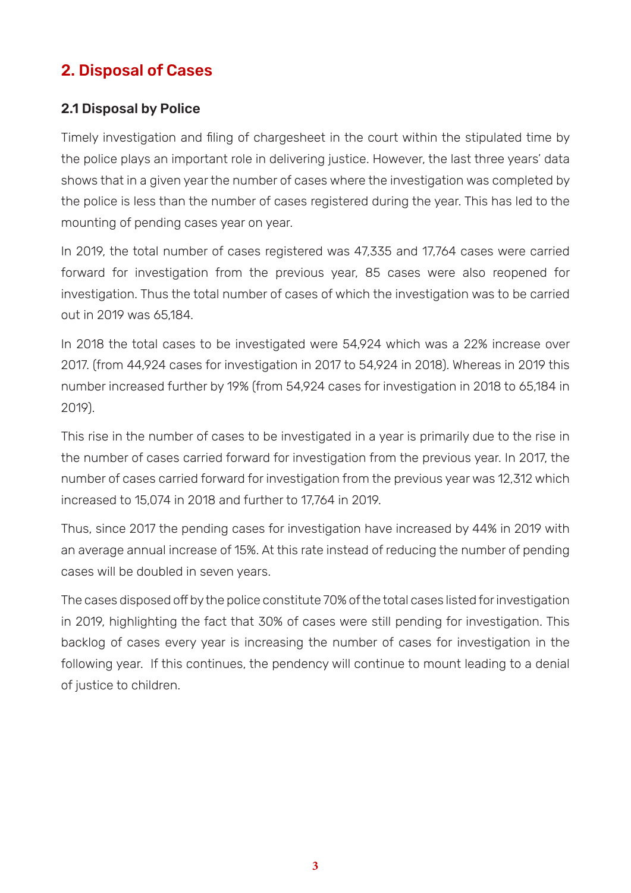## 2. Disposal of Cases

### 2.1 Disposal by Police

Timely investigation and filing of chargesheet in the court within the stipulated time by the police plays an important role in delivering justice. However, the last three years' data shows that in a given year the number of cases where the investigation was completed by the police is less than the number of cases registered during the year. This has led to the mounting of pending cases year on year.

In 2019, the total number of cases registered was 47,335 and 17,764 cases were carried forward for investigation from the previous year, 85 cases were also reopened for investigation. Thus the total number of cases of which the investigation was to be carried out in 2019 was 65,184.

In 2018 the total cases to be investigated were 54,924 which was a 22% increase over 2017. (from 44,924 cases for investigation in 2017 to 54,924 in 2018). Whereas in 2019 this number increased further by 19% (from 54,924 cases for investigation in 2018 to 65,184 in 2019).

This rise in the number of cases to be investigated in a year is primarily due to the rise in the number of cases carried forward for investigation from the previous year. In 2017, the number of cases carried forward for investigation from the previous year was 12,312 which increased to 15,074 in 2018 and further to 17,764 in 2019.

Thus, since 2017 the pending cases for investigation have increased by 44% in 2019 with an average annual increase of 15%. At this rate instead of reducing the number of pending cases will be doubled in seven years.

The cases disposed off by the police constitute 70% of the total cases listed for investigation in 2019, highlighting the fact that 30% of cases were still pending for investigation. This backlog of cases every year is increasing the number of cases for investigation in the following year. If this continues, the pendency will continue to mount leading to a denial of justice to children.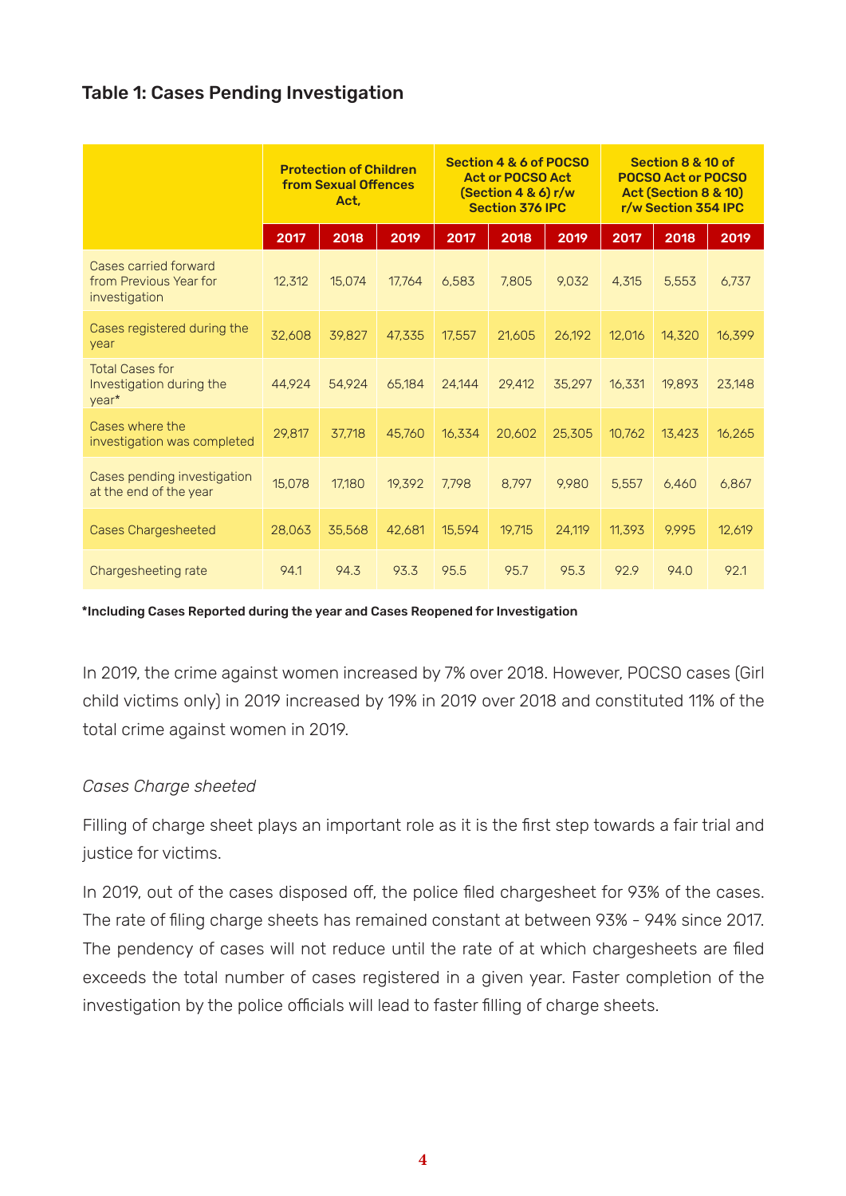## Table 1: Cases Pending Investigation

| | Protection of Children from Sexual Offences Act, | | | Section 4 & 6 of POCSO Act or POCSO Act (Section 4 & 6) r/w Section 376 IPC | | | Section 8 & 10 of POCSO Act or POCSO Act (Section 8 & 10) r/w Section 354 IPC | | |
|---|---|---|---|---|---|---|---|---|---|
| | 2017 | 2018 | 2019 | 2017 | 2018 | 2019 | 2017 | 2018 | 2019 |
| Cases carried forward from Previous Year for investigation | 12,312 | 15,074 | 17,764 | 6,583 | 7,805 | 9,032 | 4,315 | 5,553 | 6,737 |
| Cases registered during the year | 32,608 | 39,827 | 47,335 | 17,557 | 21,605 | 26,192 | 12,016 | 14,320 | 16,399 |
| Total Cases for Investigation during the year* | 44,924 | 54,924 | 65,184 | 24,144 | 29,412 | 35,297 | 16,331 | 19,893 | 23,148 |
| Cases where the investigation was completed | 29,817 | 37,718 | 45,760 | 16,334 | 20,602 | 25,305 | 10,762 | 13,423 | 16,265 |
| Cases pending investigation at the end of the year | 15,078 | 17,180 | 19,392 | 7,798 | 8,797 | 9,980 | 5,557 | 6,460 | 6,867 |
| Cases Chargesheeted | 28,063 | 35,568 | 42,681 | 15,594 | 19,715 | 24,119 | 11,393 | 9,995 | 12,619 |
| Chargesheeting rate | 94.1 | 94.3 | 93.3 | 95.5 | 95.7 | 95.3 | 92.9 | 94.0 | 92.1 |

**\*Including Cases Reported during the year and Cases Reopened for Investigation**

In 2019, the crime against women increased by 7% over 2018. However, POCSO cases (Girl child victims only) in 2019 increased by 19% in 2019 over 2018 and constituted 11% of the total crime against women in 2019.

*Cases Charge sheeted*

Filling of charge sheet plays an important role as it is the first step towards a fair trial and justice for victims.

In 2019, out of the cases disposed off, the police filed chargesheet for 93% of the cases. The rate of filing charge sheets has remained constant at between 93% - 94% since 2017. The pendency of cases will not reduce until the rate of at which chargesheets are filed exceeds the total number of cases registered in a given year. Faster completion of the investigation by the police officials will lead to faster filling of charge sheets.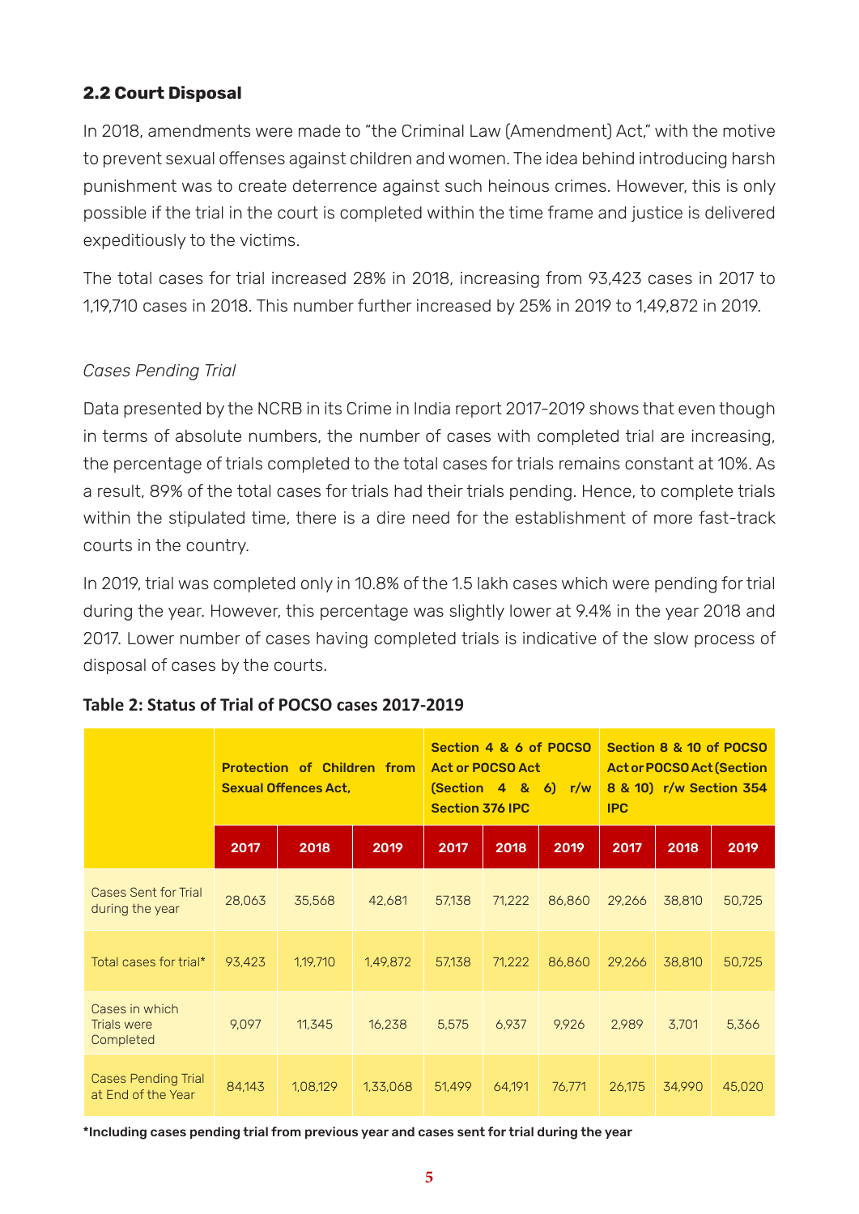## 2.2 Court Disposal

In 2018, amendments were made to "the Criminal Law (Amendment) Act," with the motive to prevent sexual offenses against children and women. The idea behind introducing harsh punishment was to create deterrence against such heinous crimes. However, this is only possible if the trial in the court is completed within the time frame and justice is delivered expeditiously to the victims.

The total cases for trial increased 28% in 2018, increasing from 93,423 cases in 2017 to 1,19,710 cases in 2018. This number further increased by 25% in 2019 to 1,49,872 in 2019.

*Cases Pending Trial*

Data presented by the NCRB in its Crime in India report 2017-2019 shows that even though in terms of absolute numbers, the number of cases with completed trial are increasing, the percentage of trials completed to the total cases for trials remains constant at 10%. As a result, 89% of the total cases for trials had their trials pending. Hence, to complete trials within the stipulated time, there is a dire need for the establishment of more fast-track courts in the country.

In 2019, trial was completed only in 10.8% of the 1.5 lakh cases which were pending for trial during the year. However, this percentage was slightly lower at 9.4% in the year 2018 and 2017. Lower number of cases having completed trials is indicative of the slow process of disposal of cases by the courts.

**Table 2: Status of Trial of POCSO cases 2017-2019**

| | Protection of Children from Sexual Offences Act, | | | Section 4 & 6 of POCSO Act or POCSO Act (Section 4 & 6) r/w Section 376 IPC | | | Section 8 & 10 of POCSO Act or POCSO Act (Section 8 & 10) r/w Section 354 IPC | | |
|---|---|---|---|---|---|---|---|---|---|
| | 2017 | 2018 | 2019 | 2017 | 2018 | 2019 | 2017 | 2018 | 2019 |
| Cases Sent for Trial during the year | 28,063 | 35,568 | 42,681 | 57,138 | 71,222 | 86,860 | 29,266 | 38,810 | 50,725 |
| Total cases for trial* | 93,423 | 1,19,710 | 1,49,872 | 57,138 | 71,222 | 86,860 | 29,266 | 38,810 | 50,725 |
| Cases in which Trials were Completed | 9,097 | 11,345 | 16,238 | 5,575 | 6,937 | 9,926 | 2,989 | 3,701 | 5,366 |
| Cases Pending Trial at End of the Year | 84,143 | 1,08,129 | 1,33,068 | 51,499 | 64,191 | 76,771 | 26,175 | 34,990 | 45,020 |

**\*Including cases pending trial from previous year and cases sent for trial during the year**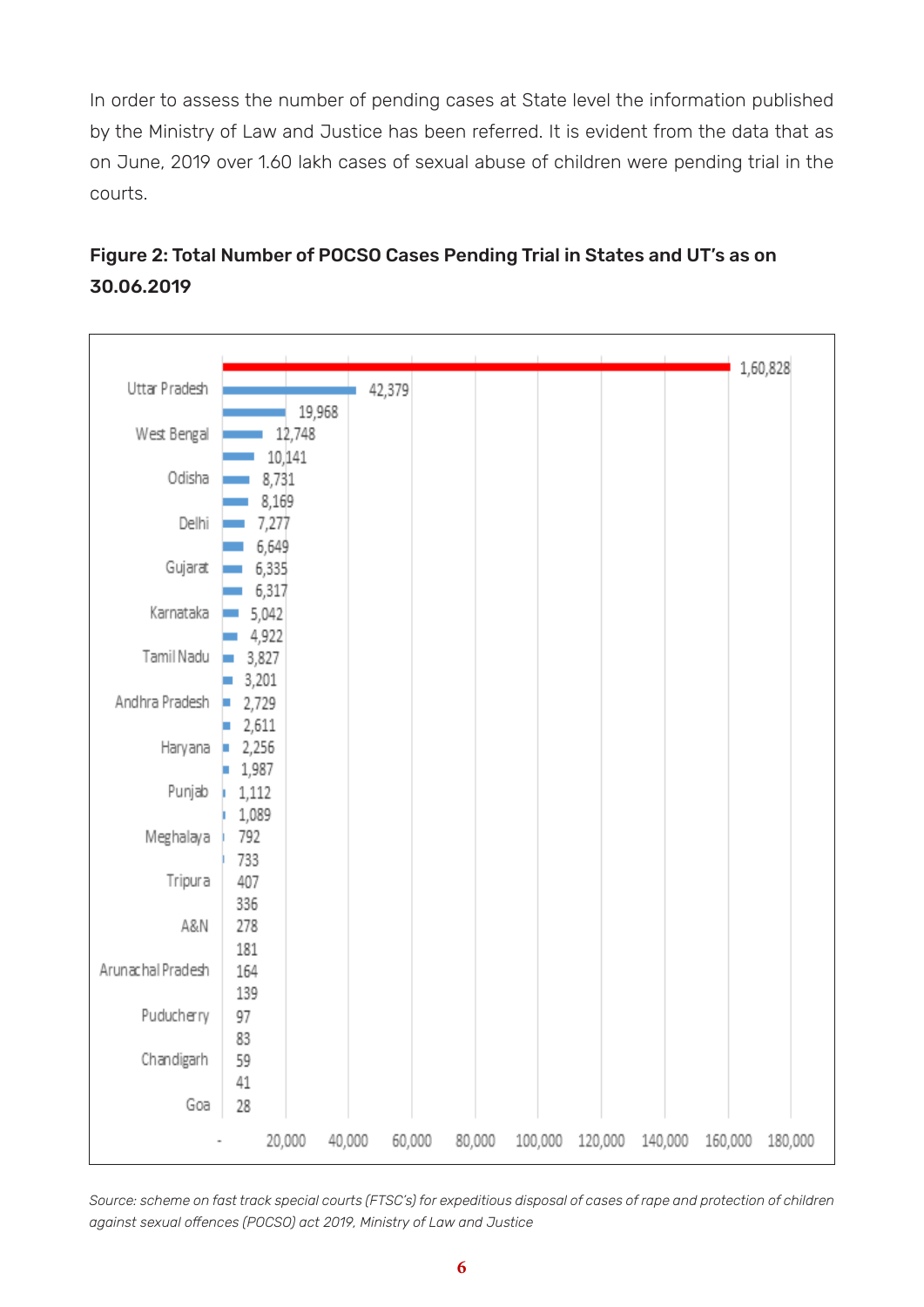In order to assess the number of pending cases at State level the information published by the Ministry of Law and Justice has been referred. It is evident from the data that as on June, 2019 over 1.60 lakh cases of sexual abuse of children were pending trial in the courts.

**Figure 2: Total Number of POCSO Cases Pending Trial in States and UT's as on 30.06.2019**

| State/UT | Cases Pending |
|---|---|
| | 1,60,828 |
| Uttar Pradesh | 42,379 |
| | 19,968 |
| West Bengal | 12,748 |
| | 10,141 |
| Odisha | 8,731 |
| | 8,169 |
| Delhi | 7,277 |
| | 6,649 |
| Gujarat | 6,335 |
| | 6,317 |
| Karnataka | 5,042 |
| | 4,922 |
| Tamil Nadu | 3,827 |
| | 3,201 |
| Andhra Pradesh | 2,729 |
| | 2,611 |
| Haryana | 2,256 |
| | 1,987 |
| Punjab | 1,112 |
| | 1,089 |
| Meghalaya | 792 |
| | 733 |
| Tripura | 407 |
| | 336 |
| A&N | 278 |
| | 181 |
| Arunachal Pradesh | 164 |
| | 139 |
| Puducherry | 97 |
| | 83 |
| Chandigarh | 59 |
| | 41 |
| Goa | 28 |

*Source: scheme on fast track special courts (FTSC's) for expeditious disposal of cases of rape and protection of children against sexual offences (POCSO) act 2019, Ministry of Law and Justice*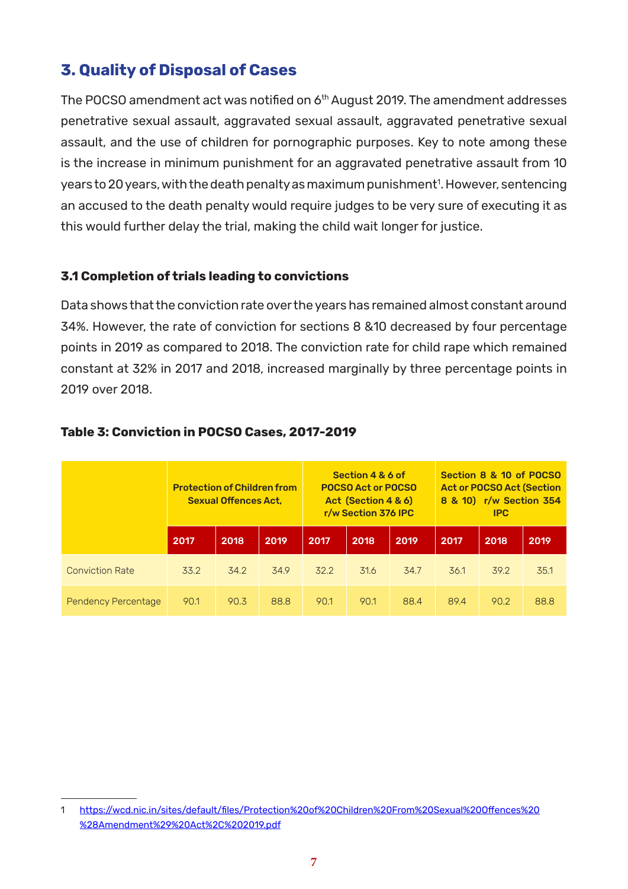## 3. Quality of Disposal of Cases

The POCSO amendment act was notified on 6th August 2019. The amendment addresses penetrative sexual assault, aggravated sexual assault, aggravated penetrative sexual assault, and the use of children for pornographic purposes. Key to note among these is the increase in minimum punishment for an aggravated penetrative assault from 10 years to 20 years, with the death penalty as maximum punishment[1]. However, sentencing an accused to the death penalty would require judges to be very sure of executing it as this would further delay the trial, making the child wait longer for justice.

### 3.1 Completion of trials leading to convictions

Data shows that the conviction rate over the years has remained almost constant around 34%. However, the rate of conviction for sections 8 &10 decreased by four percentage points in 2019 as compared to 2018. The conviction rate for child rape which remained constant at 32% in 2017 and 2018, increased marginally by three percentage points in 2019 over 2018.

**Table 3: Conviction in POCSO Cases, 2017-2019**

| | Protection of Children from Sexual Offences Act, | | | Section 4 & 6 of POCSO Act or POCSO Act (Section 4 & 6) r/w Section 376 IPC | | | Section 8 & 10 of POCSO Act or POCSO Act (Section 8 & 10) r/w Section 354 IPC | | |
|---|---|---|---|---|---|---|---|---|---|
| | 2017 | 2018 | 2019 | 2017 | 2018 | 2019 | 2017 | 2018 | 2019 |
| Conviction Rate | 33.2 | 34.2 | 34.9 | 32.2 | 31.6 | 34.7 | 36.1 | 39.2 | 35.1 |
| Pendency Percentage | 90.1 | 90.3 | 88.8 | 90.1 | 90.1 | 88.4 | 89.4 | 90.2 | 88.8 |

[1] https://wcd.nic.in/sites/default/files/Protection%20of%20Children%20From%20Sexual%20Offences%20%28Amendment%29%20Act%2C%202019.pdf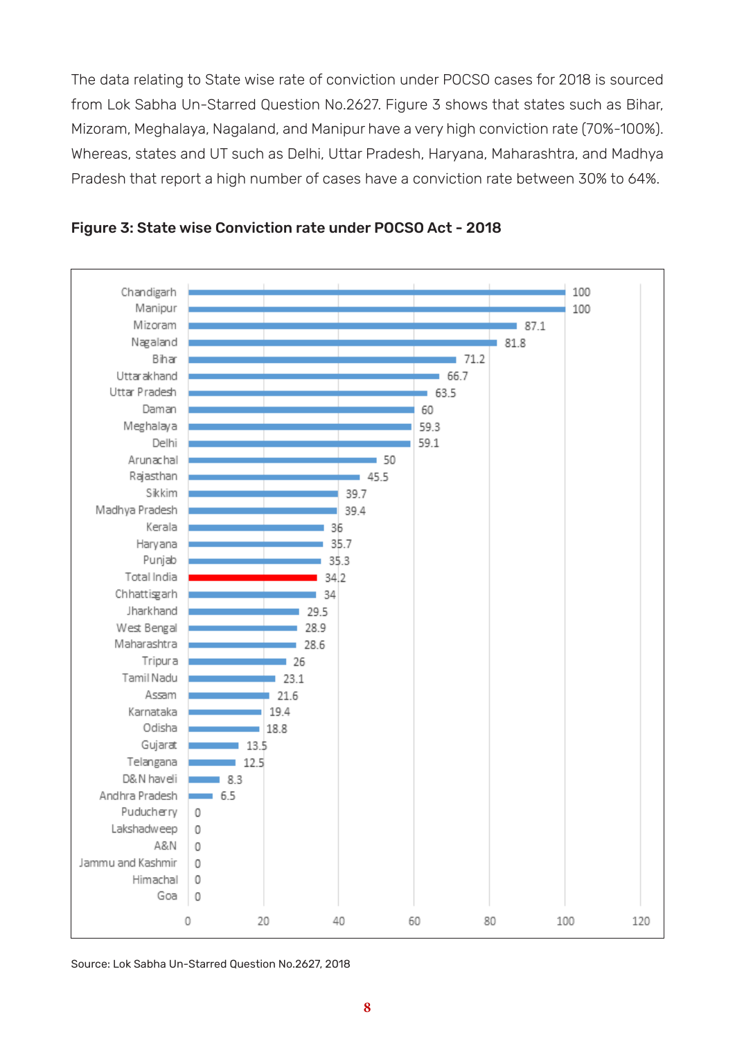The data relating to State wise rate of conviction under POCSO cases for 2018 is sourced from Lok Sabha Un-Starred Question No.2627. Figure 3 shows that states such as Bihar, Mizoram, Meghalaya, Nagaland, and Manipur have a very high conviction rate (70%-100%). Whereas, states and UT such as Delhi, Uttar Pradesh, Haryana, Maharashtra, and Madhya Pradesh that report a high number of cases have a conviction rate between 30% to 64%.

**Figure 3: State wise Conviction rate under POCSO Act - 2018**

| State | Conviction rate |
|---|---|
| Chandigarh | 100 |
| Manipur | 100 |
| Mizoram | 87.1 |
| Nagaland | 81.8 |
| Bihar | 71.2 |
| Uttarakhand | 66.7 |
| Uttar Pradesh | 63.5 |
| Daman | 60 |
| Meghalaya | 59.3 |
| Delhi | 59.1 |
| Arunachal | 50 |
| Rajasthan | 45.5 |
| Sikkim | 39.7 |
| Madhya Pradesh | 39.4 |
| Kerala | 36 |
| Haryana | 35.7 |
| Punjab | 35.3 |
| Total India | 34.2 |
| Chhattisgarh | 34 |
| Jharkhand | 29.5 |
| West Bengal | 28.9 |
| Maharashtra | 28.6 |
| Tripura | 26 |
| Tamil Nadu | 23.1 |
| Assam | 21.6 |
| Karnataka | 19.4 |
| Odisha | 18.8 |
| Gujarat | 13.5 |
| Telangana | 12.5 |
| D&N haveli | 8.3 |
| Andhra Pradesh | 6.5 |
| Puducherry | 0 |
| Lakshadweep | 0 |
| A&N | 0 |
| Jammu and Kashmir | 0 |
| Himachal | 0 |
| Goa | 0 |

Source: Lok Sabha Un-Starred Question No.2627, 2018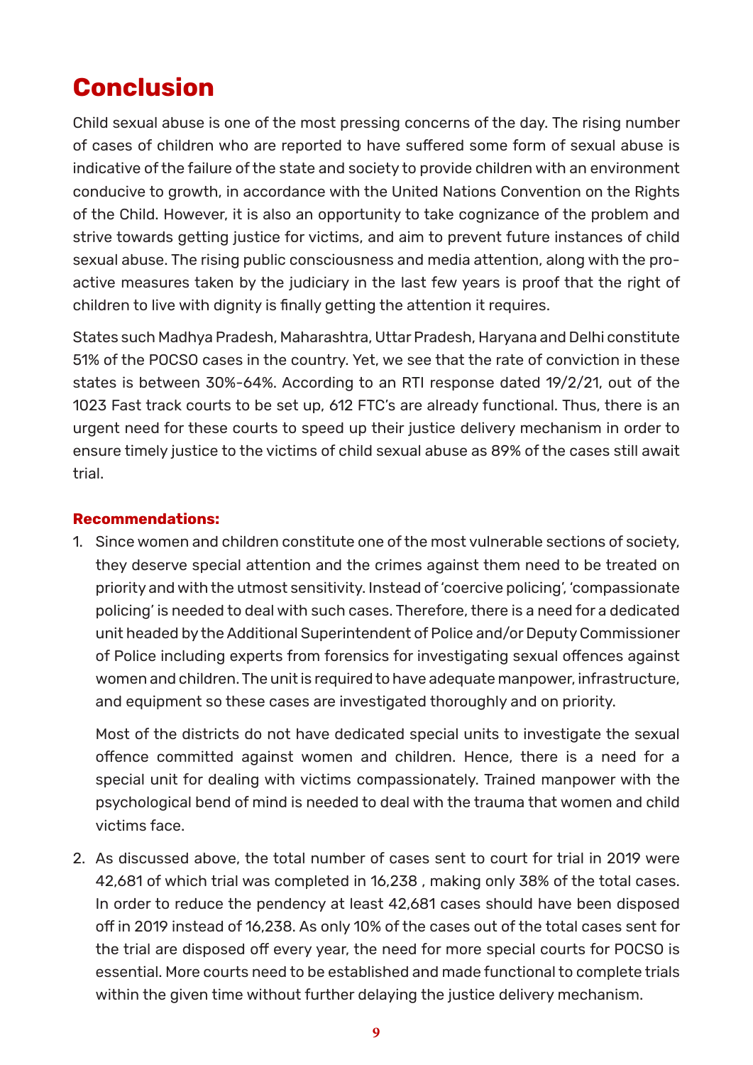# Conclusion

Child sexual abuse is one of the most pressing concerns of the day. The rising number of cases of children who are reported to have suffered some form of sexual abuse is indicative of the failure of the state and society to provide children with an environment conducive to growth, in accordance with the United Nations Convention on the Rights of the Child. However, it is also an opportunity to take cognizance of the problem and strive towards getting justice for victims, and aim to prevent future instances of child sexual abuse. The rising public consciousness and media attention, along with the pro-active measures taken by the judiciary in the last few years is proof that the right of children to live with dignity is finally getting the attention it requires.

States such Madhya Pradesh, Maharashtra, Uttar Pradesh, Haryana and Delhi constitute 51% of the POCSO cases in the country. Yet, we see that the rate of conviction in these states is between 30%-64%. According to an RTI response dated 19/2/21, out of the 1023 Fast track courts to be set up, 612 FTC's are already functional. Thus, there is an urgent need for these courts to speed up their justice delivery mechanism in order to ensure timely justice to the victims of child sexual abuse as 89% of the cases still await trial.

**Recommendations:**

1. Since women and children constitute one of the most vulnerable sections of society, they deserve special attention and the crimes against them need to be treated on priority and with the utmost sensitivity. Instead of 'coercive policing', 'compassionate policing' is needed to deal with such cases. Therefore, there is a need for a dedicated unit headed by the Additional Superintendent of Police and/or Deputy Commissioner of Police including experts from forensics for investigating sexual offences against women and children. The unit is required to have adequate manpower, infrastructure, and equipment so these cases are investigated thoroughly and on priority.

   Most of the districts do not have dedicated special units to investigate the sexual offence committed against women and children. Hence, there is a need for a special unit for dealing with victims compassionately. Trained manpower with the psychological bend of mind is needed to deal with the trauma that women and child victims face.

2. As discussed above, the total number of cases sent to court for trial in 2019 were 42,681 of which trial was completed in 16,238 , making only 38% of the total cases. In order to reduce the pendency at least 42,681 cases should have been disposed off in 2019 instead of 16,238. As only 10% of the cases out of the total cases sent for the trial are disposed off every year, the need for more special courts for POCSO is essential. More courts need to be established and made functional to complete trials within the given time without further delaying the justice delivery mechanism.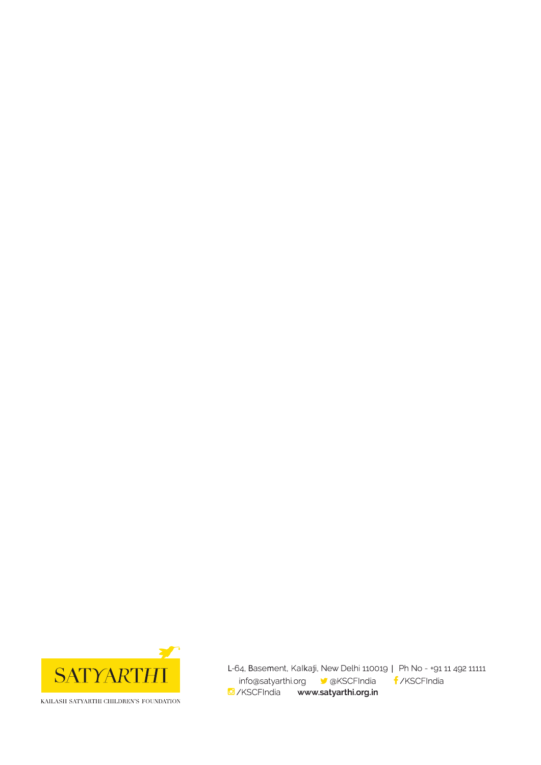SATYARTHI

KAILASH SATYARTHI CHILDREN'S FOUNDATION

L-64, Basement, Kalkaji, New Delhi 110019 | Ph No - +91 11 492 11111

info@satyarthi.org @KSCFIndia /KSCFIndia

/KSCFIndia **www.satyarthi.org.in**